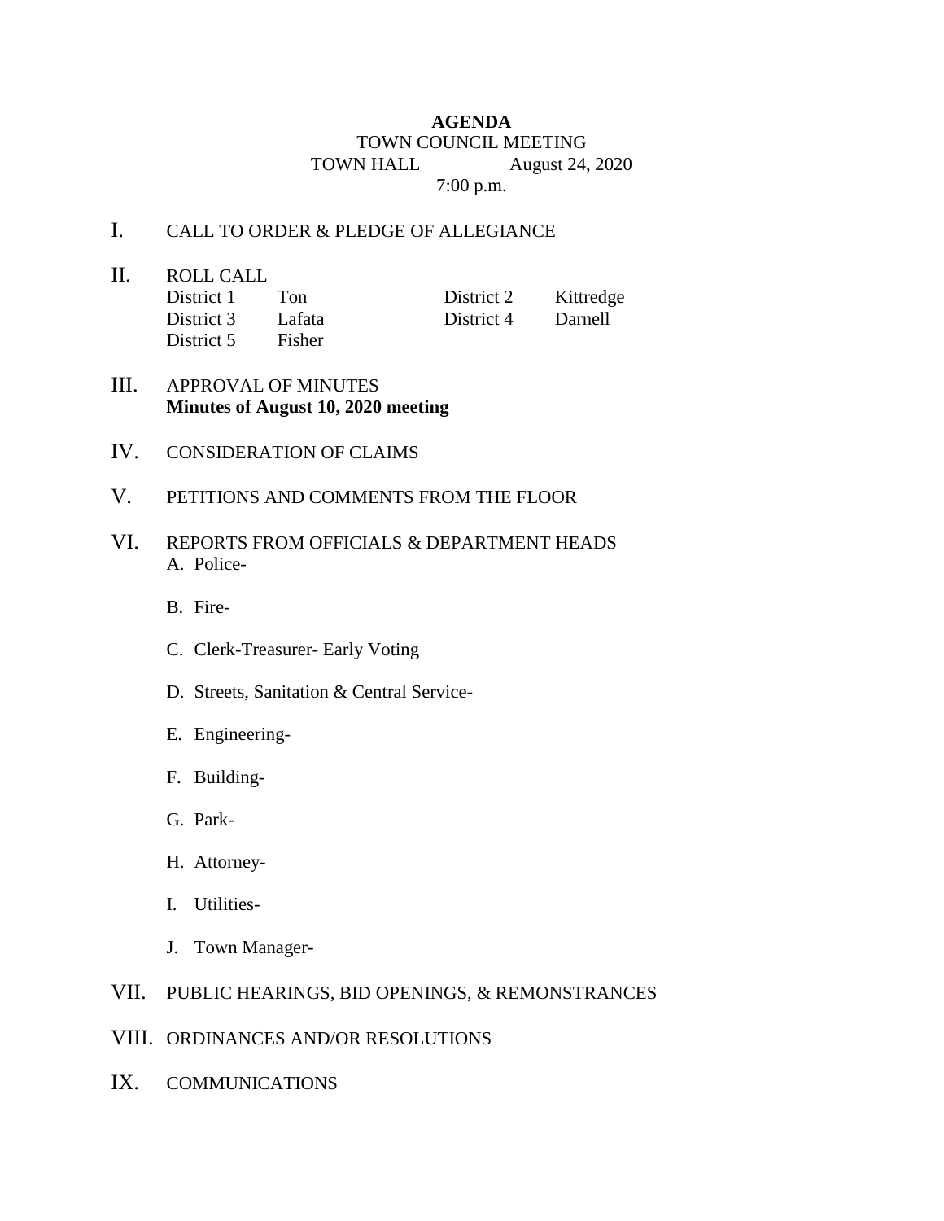**AGENDA**

TOWN COUNCIL MEETING

TOWN HALL August 24, 2020

7:00 p.m.

I. CALL TO ORDER & PLEDGE OF ALLEGIANCE

II. ROLL CALL

| | | | |
|---|---|---|---|
| District 1 | Ton | District 2 | Kittredge |
| District 3 | Lafata | District 4 | Darnell |
| District 5 | Fisher | | |

III. APPROVAL OF MINUTES
**Minutes of August 10, 2020 meeting**

IV. CONSIDERATION OF CLAIMS

V. PETITIONS AND COMMENTS FROM THE FLOOR

VI. REPORTS FROM OFFICIALS & DEPARTMENT HEADS

A. Police-

B. Fire-

C. Clerk-Treasurer- Early Voting

D. Streets, Sanitation & Central Service-

E. Engineering-

F. Building-

G. Park-

H. Attorney-

I. Utilities-

J. Town Manager-

VII. PUBLIC HEARINGS, BID OPENINGS, & REMONSTRANCES

VIII. ORDINANCES AND/OR RESOLUTIONS

IX. COMMUNICATIONS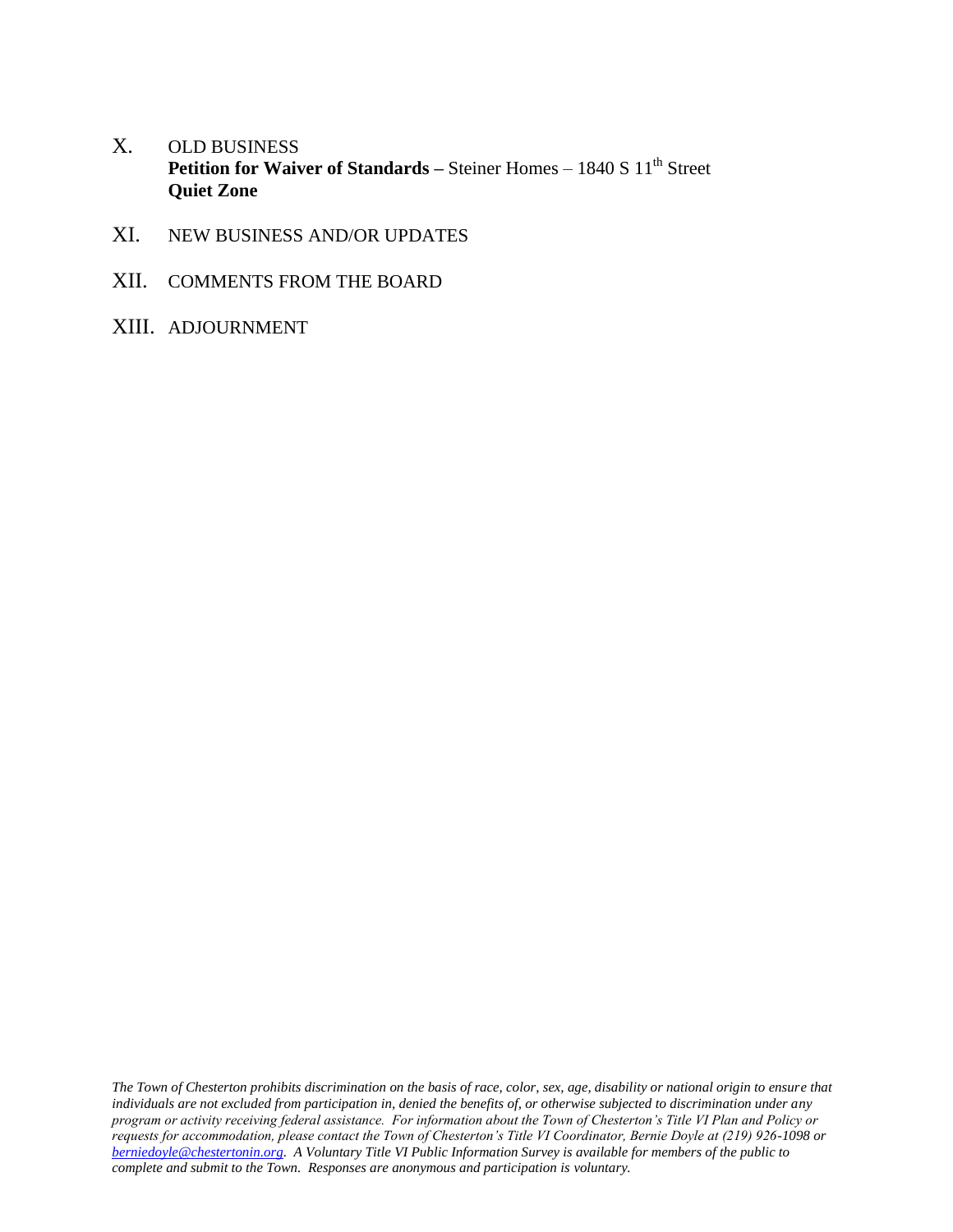X. OLD BUSINESS
**Petition for Waiver of Standards –** Steiner Homes – 1840 S 11th Street
**Quiet Zone**

XI. NEW BUSINESS AND/OR UPDATES

XII. COMMENTS FROM THE BOARD

XIII. ADJOURNMENT

*The Town of Chesterton prohibits discrimination on the basis of race, color, sex, age, disability or national origin to ensure that individuals are not excluded from participation in, denied the benefits of, or otherwise subjected to discrimination under any program or activity receiving federal assistance. For information about the Town of Chesterton's Title VI Plan and Policy or requests for accommodation, please contact the Town of Chesterton's Title VI Coordinator, Bernie Doyle at (219) 926-1098 or berniedoyle@chestertonin.org. A Voluntary Title VI Public Information Survey is available for members of the public to complete and submit to the Town. Responses are anonymous and participation is voluntary.*